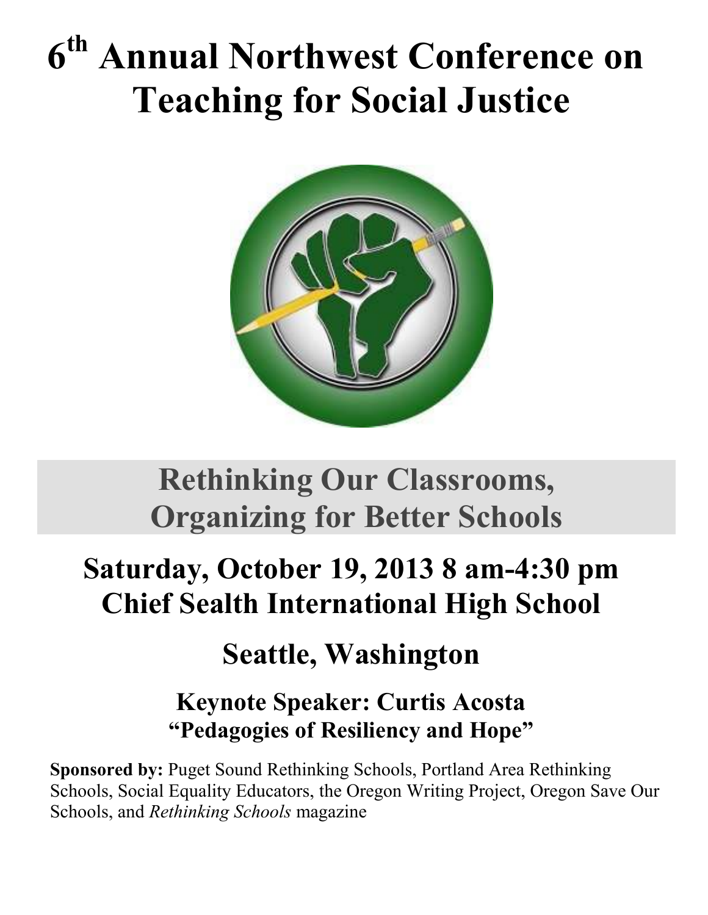# 6th Annual Northwest Conference on Teaching for Social Justice

## Rethinking Our Classrooms, Organizing for Better Schools

## Saturday, October 19, 2013 8 am-4:30 pm
## Chief Sealth International High School

## Seattle, Washington

### Keynote Speaker: Curtis Acosta
### "Pedagogies of Resiliency and Hope"

**Sponsored by:** Puget Sound Rethinking Schools, Portland Area Rethinking Schools, Social Equality Educators, the Oregon Writing Project, Oregon Save Our Schools, and *Rethinking Schools* magazine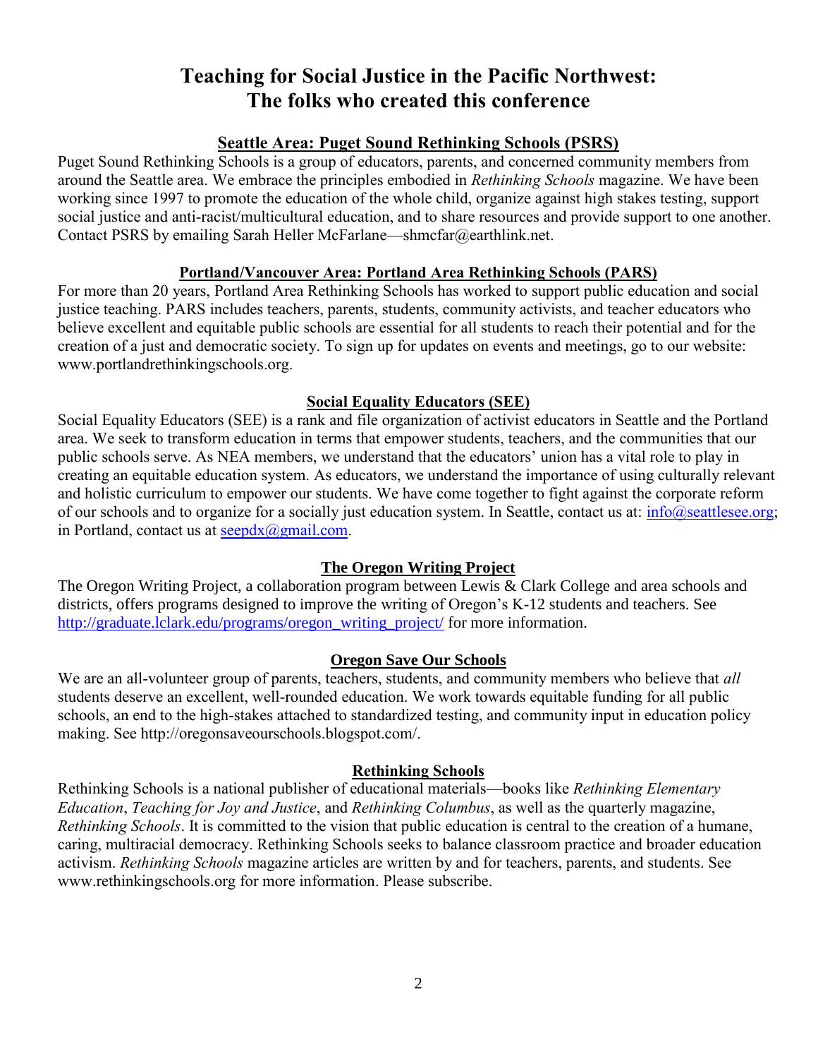# Teaching for Social Justice in the Pacific Northwest: The folks who created this conference

## Seattle Area: Puget Sound Rethinking Schools (PSRS)

Puget Sound Rethinking Schools is a group of educators, parents, and concerned community members from around the Seattle area. We embrace the principles embodied in *Rethinking Schools* magazine. We have been working since 1997 to promote the education of the whole child, organize against high stakes testing, support social justice and anti-racist/multicultural education, and to share resources and provide support to one another. Contact PSRS by emailing Sarah Heller McFarlane—shmcfar@earthlink.net.

## Portland/Vancouver Area: Portland Area Rethinking Schools (PARS)

For more than 20 years, Portland Area Rethinking Schools has worked to support public education and social justice teaching. PARS includes teachers, parents, students, community activists, and teacher educators who believe excellent and equitable public schools are essential for all students to reach their potential and for the creation of a just and democratic society. To sign up for updates on events and meetings, go to our website: www.portlandrethinkingschools.org.

## Social Equality Educators (SEE)

Social Equality Educators (SEE) is a rank and file organization of activist educators in Seattle and the Portland area. We seek to transform education in terms that empower students, teachers, and the communities that our public schools serve. As NEA members, we understand that the educators' union has a vital role to play in creating an equitable education system. As educators, we understand the importance of using culturally relevant and holistic curriculum to empower our students. We have come together to fight against the corporate reform of our schools and to organize for a socially just education system. In Seattle, contact us at: info@seattlesee.org; in Portland, contact us at seepdx@gmail.com.

## The Oregon Writing Project

The Oregon Writing Project, a collaboration program between Lewis & Clark College and area schools and districts, offers programs designed to improve the writing of Oregon's K-12 students and teachers. See http://graduate.lclark.edu/programs/oregon_writing_project/ for more information.

## Oregon Save Our Schools

We are an all-volunteer group of parents, teachers, students, and community members who believe that *all* students deserve an excellent, well-rounded education. We work towards equitable funding for all public schools, an end to the high-stakes attached to standardized testing, and community input in education policy making. See http://oregonsaveourschools.blogspot.com/.

## Rethinking Schools

Rethinking Schools is a national publisher of educational materials—books like *Rethinking Elementary Education*, *Teaching for Joy and Justice*, and *Rethinking Columbus*, as well as the quarterly magazine, *Rethinking Schools*. It is committed to the vision that public education is central to the creation of a humane, caring, multiracial democracy. Rethinking Schools seeks to balance classroom practice and broader education activism. *Rethinking Schools* magazine articles are written by and for teachers, parents, and students. See www.rethinkingschools.org for more information. Please subscribe.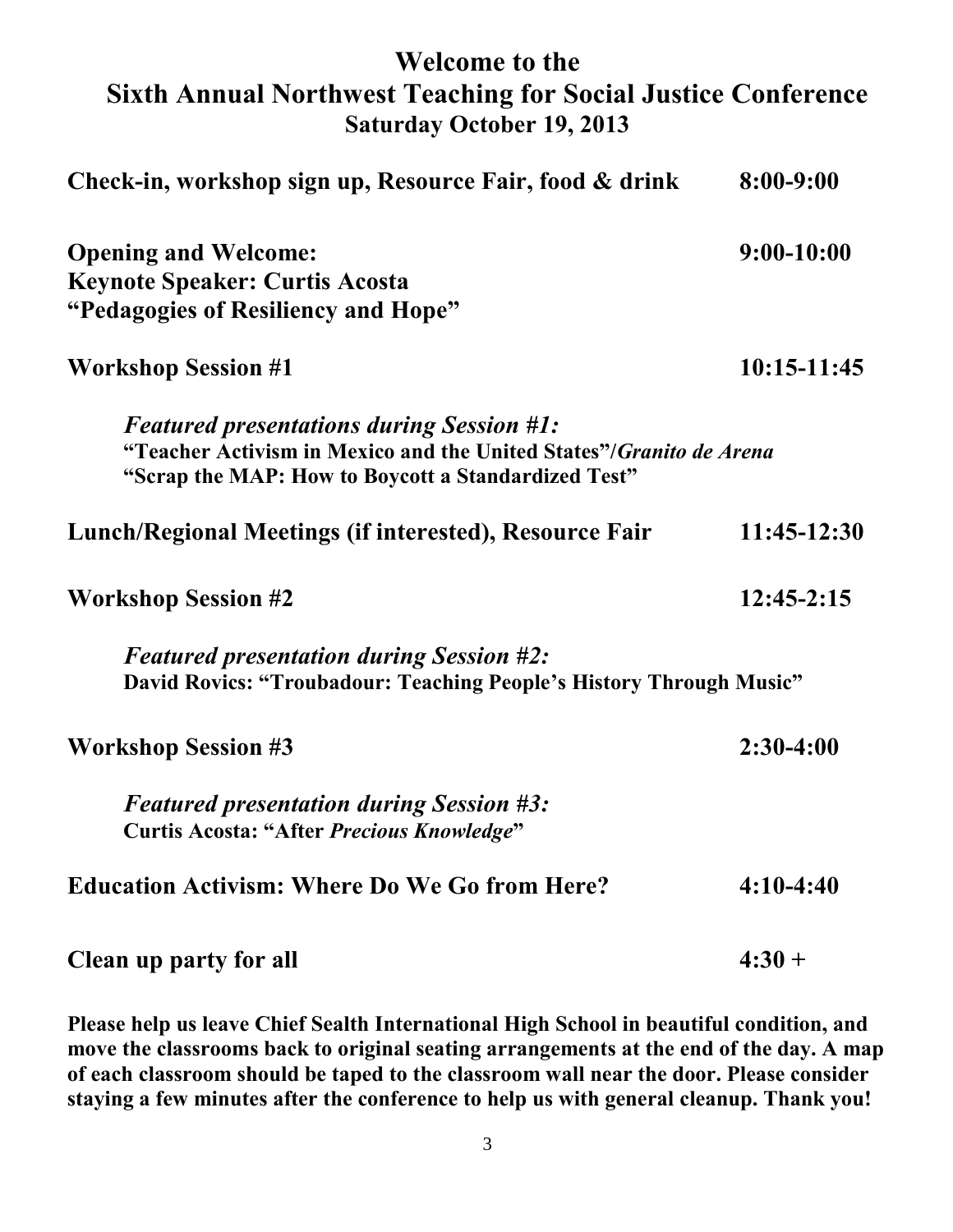# Welcome to the Sixth Annual Northwest Teaching for Social Justice Conference

## Saturday October 19, 2013

**Check-in, workshop sign up, Resource Fair, food & drink** — **8:00-9:00**

**Opening and Welcome:** — **9:00-10:00**
**Keynote Speaker: Curtis Acosta**
**"Pedagogies of Resiliency and Hope"**

**Workshop Session #1** — **10:15-11:45**

> ***Featured presentations during Session #1:***
> **"Teacher Activism in Mexico and the United States"/*Granito de Arena***
> **"Scrap the MAP: How to Boycott a Standardized Test"**

**Lunch/Regional Meetings (if interested), Resource Fair** — **11:45-12:30**

**Workshop Session #2** — **12:45-2:15**

> ***Featured presentation during Session #2:***
> **David Rovics: "Troubadour: Teaching People's History Through Music"**

**Workshop Session #3** — **2:30-4:00**

> ***Featured presentation during Session #3:***
> **Curtis Acosta: "After *Precious Knowledge*"**

**Education Activism: Where Do We Go from Here?** — **4:10-4:40**

**Clean up party for all** — **4:30 +**

**Please help us leave Chief Sealth International High School in beautiful condition, and move the classrooms back to original seating arrangements at the end of the day. A map of each classroom should be taped to the classroom wall near the door. Please consider staying a few minutes after the conference to help us with general cleanup. Thank you!**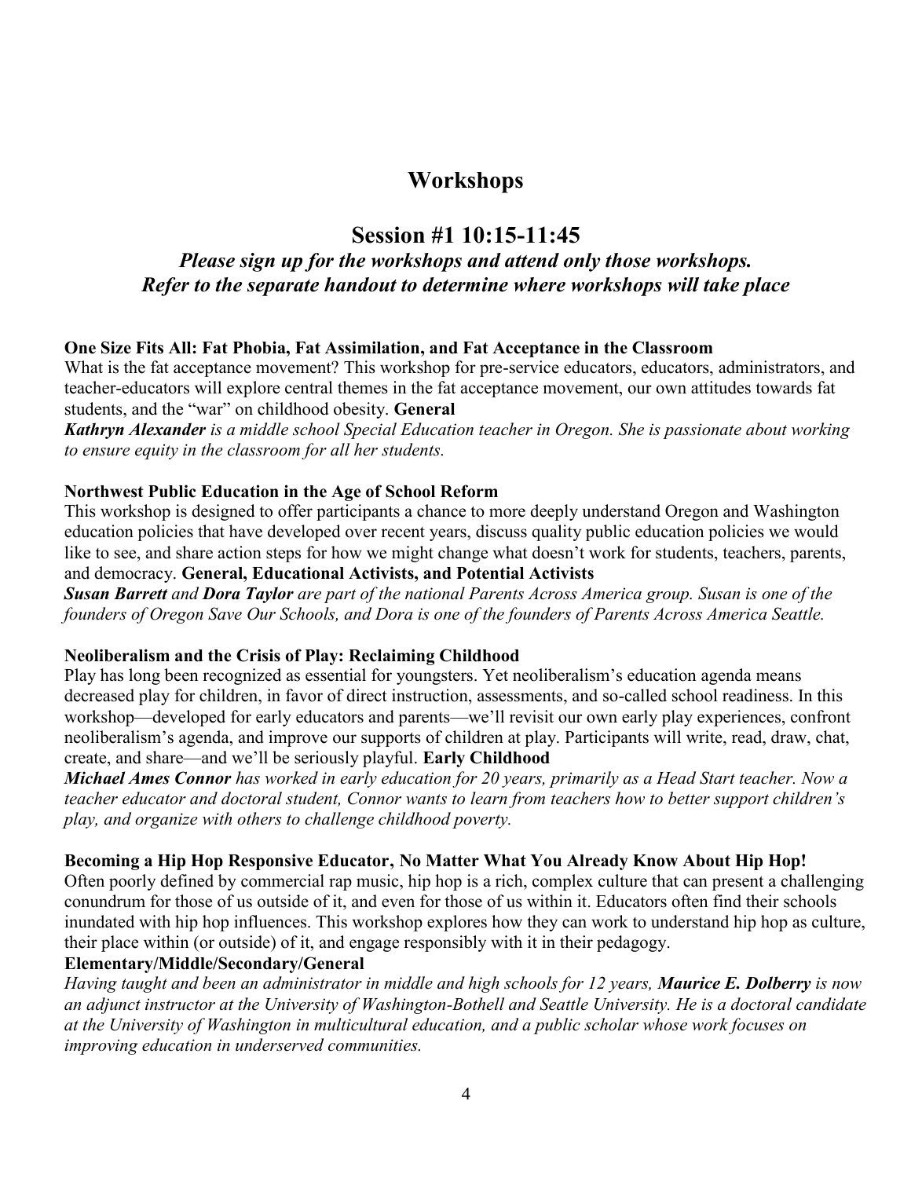# Workshops

## Session #1 10:15-11:45

### *Please sign up for the workshops and attend only those workshops. Refer to the separate handout to determine where workshops will take place*

**One Size Fits All: Fat Phobia, Fat Assimilation, and Fat Acceptance in the Classroom**
What is the fat acceptance movement? This workshop for pre-service educators, educators, administrators, and teacher-educators will explore central themes in the fat acceptance movement, our own attitudes towards fat students, and the "war" on childhood obesity. **General**
***Kathryn Alexander** is a middle school Special Education teacher in Oregon. She is passionate about working to ensure equity in the classroom for all her students.*

**Northwest Public Education in the Age of School Reform**
This workshop is designed to offer participants a chance to more deeply understand Oregon and Washington education policies that have developed over recent years, discuss quality public education policies we would like to see, and share action steps for how we might change what doesn't work for students, teachers, parents, and democracy. **General, Educational Activists, and Potential Activists**
***Susan Barrett** and **Dora Taylor** are part of the national Parents Across America group. Susan is one of the founders of Oregon Save Our Schools, and Dora is one of the founders of Parents Across America Seattle.*

**Neoliberalism and the Crisis of Play: Reclaiming Childhood**
Play has long been recognized as essential for youngsters. Yet neoliberalism's education agenda means decreased play for children, in favor of direct instruction, assessments, and so-called school readiness. In this workshop—developed for early educators and parents—we'll revisit our own early play experiences, confront neoliberalism's agenda, and improve our supports of children at play. Participants will write, read, draw, chat, create, and share—and we'll be seriously playful. **Early Childhood**
***Michael Ames Connor** has worked in early education for 20 years, primarily as a Head Start teacher. Now a teacher educator and doctoral student, Connor wants to learn from teachers how to better support children's play, and organize with others to challenge childhood poverty.*

**Becoming a Hip Hop Responsive Educator, No Matter What You Already Know About Hip Hop!**
Often poorly defined by commercial rap music, hip hop is a rich, complex culture that can present a challenging conundrum for those of us outside of it, and even for those of us within it. Educators often find their schools inundated with hip hop influences. This workshop explores how they can work to understand hip hop as culture, their place within (or outside) of it, and engage responsibly with it in their pedagogy.
**Elementary/Middle/Secondary/General**
*Having taught and been an administrator in middle and high schools for 12 years, **Maurice E. Dolberry** is now an adjunct instructor at the University of Washington-Bothell and Seattle University. He is a doctoral candidate at the University of Washington in multicultural education, and a public scholar whose work focuses on improving education in underserved communities.*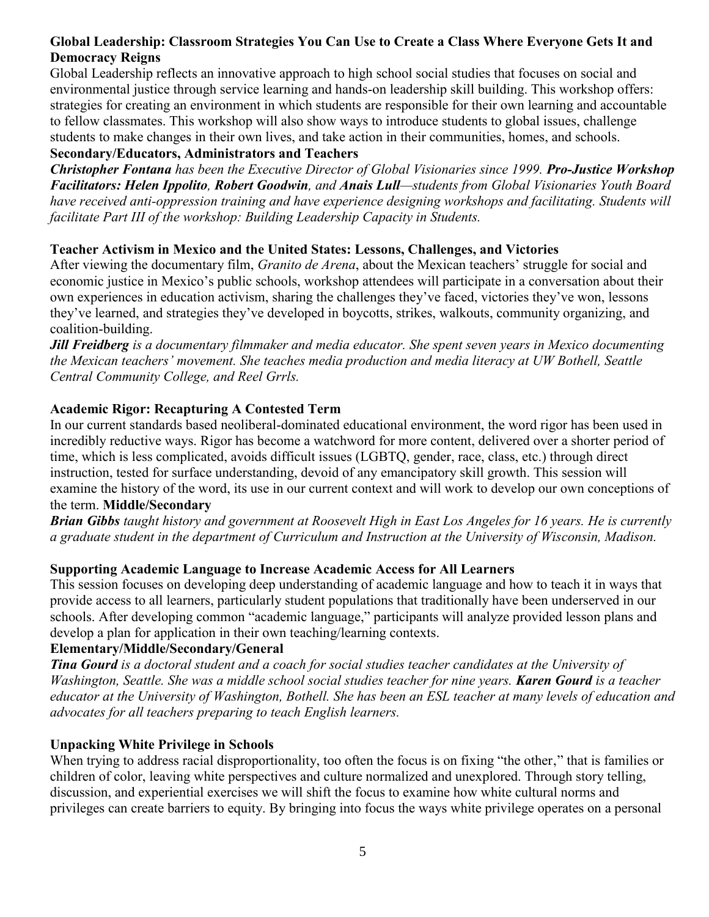### Global Leadership: Classroom Strategies You Can Use to Create a Class Where Everyone Gets It and Democracy Reigns

Global Leadership reflects an innovative approach to high school social studies that focuses on social and environmental justice through service learning and hands-on leadership skill building. This workshop offers: strategies for creating an environment in which students are responsible for their own learning and accountable to fellow classmates. This workshop will also show ways to introduce students to global issues, challenge students to make changes in their own lives, and take action in their communities, homes, and schools.

**Secondary/Educators, Administrators and Teachers**

***Christopher Fontana*** *has been the Executive Director of Global Visionaries since 1999.* ***Pro-Justice Workshop Facilitators: Helen Ippolito****,* ***Robert Goodwin****, and* ***Anais Lull****—students from Global Visionaries Youth Board have received anti-oppression training and have experience designing workshops and facilitating. Students will facilitate Part III of the workshop: Building Leadership Capacity in Students.*

### Teacher Activism in Mexico and the United States: Lessons, Challenges, and Victories

After viewing the documentary film, *Granito de Arena*, about the Mexican teachers' struggle for social and economic justice in Mexico's public schools, workshop attendees will participate in a conversation about their own experiences in education activism, sharing the challenges they've faced, victories they've won, lessons they've learned, and strategies they've developed in boycotts, strikes, walkouts, community organizing, and coalition-building.

***Jill Freidberg*** *is a documentary filmmaker and media educator. She spent seven years in Mexico documenting the Mexican teachers' movement. She teaches media production and media literacy at UW Bothell, Seattle Central Community College, and Reel Grrls.*

### Academic Rigor: Recapturing A Contested Term

In our current standards based neoliberal-dominated educational environment, the word rigor has been used in incredibly reductive ways. Rigor has become a watchword for more content, delivered over a shorter period of time, which is less complicated, avoids difficult issues (LGBTQ, gender, race, class, etc.) through direct instruction, tested for surface understanding, devoid of any emancipatory skill growth. This session will examine the history of the word, its use in our current context and will work to develop our own conceptions of the term. **Middle/Secondary**

***Brian Gibbs*** *taught history and government at Roosevelt High in East Los Angeles for 16 years. He is currently a graduate student in the department of Curriculum and Instruction at the University of Wisconsin, Madison.*

### Supporting Academic Language to Increase Academic Access for All Learners

This session focuses on developing deep understanding of academic language and how to teach it in ways that provide access to all learners, particularly student populations that traditionally have been underserved in our schools. After developing common "academic language," participants will analyze provided lesson plans and develop a plan for application in their own teaching/learning contexts.

**Elementary/Middle/Secondary/General**

***Tina Gourd*** *is a doctoral student and a coach for social studies teacher candidates at the University of Washington, Seattle. She was a middle school social studies teacher for nine years.* ***Karen Gourd*** *is a teacher educator at the University of Washington, Bothell. She has been an ESL teacher at many levels of education and advocates for all teachers preparing to teach English learners.*

### Unpacking White Privilege in Schools

When trying to address racial disproportionality, too often the focus is on fixing "the other," that is families or children of color, leaving white perspectives and culture normalized and unexplored. Through story telling, discussion, and experiential exercises we will shift the focus to examine how white cultural norms and privileges can create barriers to equity. By bringing into focus the ways white privilege operates on a personal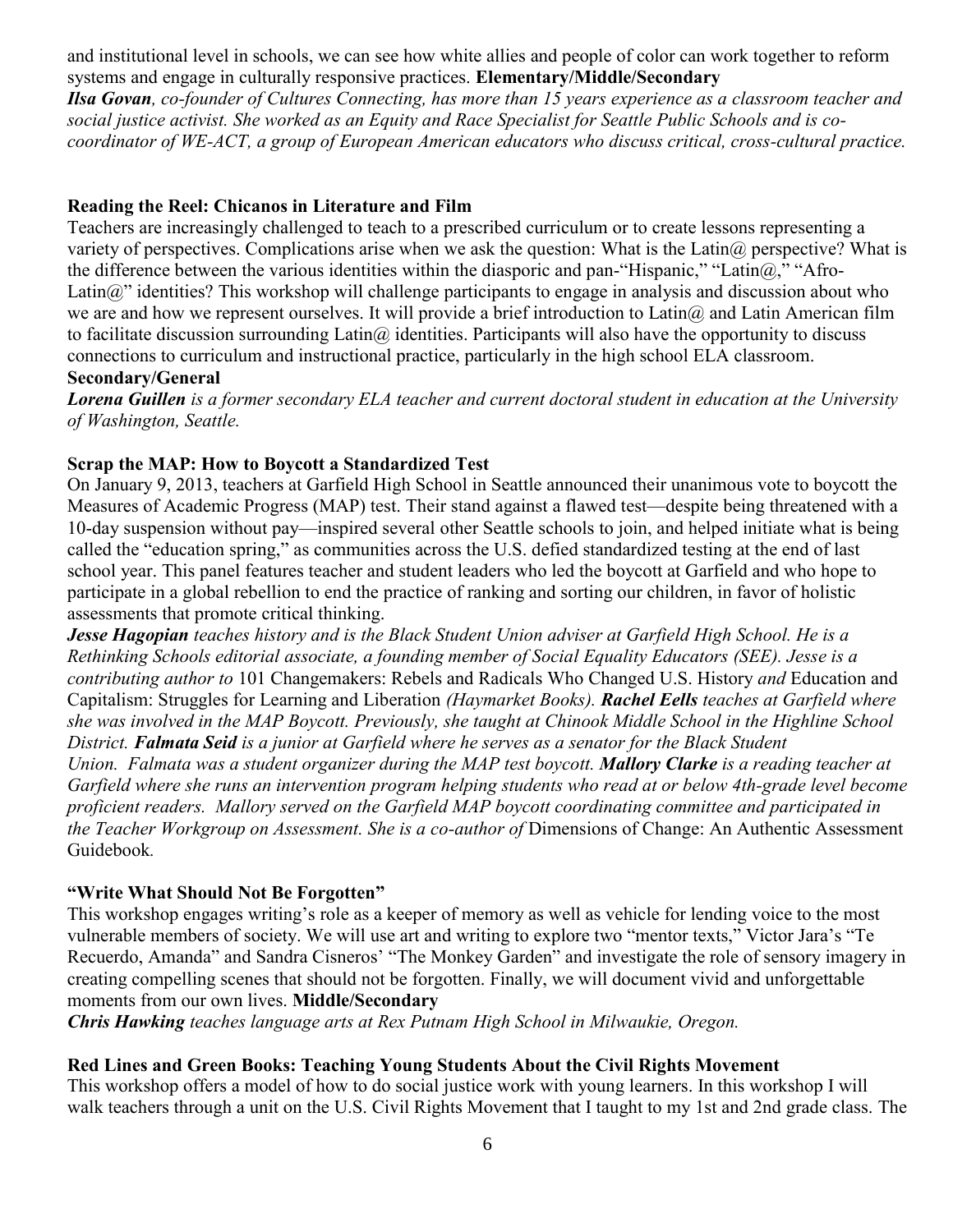and institutional level in schools, we can see how white allies and people of color can work together to reform systems and engage in culturally responsive practices. **Elementary/Middle/Secondary**

***Ilsa Govan****, co-founder of Cultures Connecting, has more than 15 years experience as a classroom teacher and social justice activist. She worked as an Equity and Race Specialist for Seattle Public Schools and is co-coordinator of WE-ACT, a group of European American educators who discuss critical, cross-cultural practice.*

### Reading the Reel: Chicanos in Literature and Film

Teachers are increasingly challenged to teach to a prescribed curriculum or to create lessons representing a variety of perspectives. Complications arise when we ask the question: What is the Latin@ perspective? What is the difference between the various identities within the diasporic and pan-"Hispanic," "Latin@," "Afro-Latin@" identities? This workshop will challenge participants to engage in analysis and discussion about who we are and how we represent ourselves. It will provide a brief introduction to Latin@ and Latin American film to facilitate discussion surrounding Latin@ identities. Participants will also have the opportunity to discuss connections to curriculum and instructional practice, particularly in the high school ELA classroom.
**Secondary/General**

***Lorena Guillen*** *is a former secondary ELA teacher and current doctoral student in education at the University of Washington, Seattle.*

### Scrap the MAP: How to Boycott a Standardized Test

On January 9, 2013, teachers at Garfield High School in Seattle announced their unanimous vote to boycott the Measures of Academic Progress (MAP) test. Their stand against a flawed test—despite being threatened with a 10-day suspension without pay—inspired several other Seattle schools to join, and helped initiate what is being called the "education spring," as communities across the U.S. defied standardized testing at the end of last school year. This panel features teacher and student leaders who led the boycott at Garfield and who hope to participate in a global rebellion to end the practice of ranking and sorting our children, in favor of holistic assessments that promote critical thinking.

***Jesse Hagopian*** *teaches history and is the Black Student Union adviser at Garfield High School. He is a Rethinking Schools editorial associate, a founding member of Social Equality Educators (SEE). Jesse is a contributing author to* 101 Changemakers: Rebels and Radicals Who Changed U.S. History *and* Education and Capitalism: Struggles for Learning and Liberation *(Haymarket Books).* ***Rachel Eells*** *teaches at Garfield where she was involved in the MAP Boycott. Previously, she taught at Chinook Middle School in the Highline School District.* ***Falmata Seid*** *is a junior at Garfield where he serves as a senator for the Black Student Union. Falmata was a student organizer during the MAP test boycott.* ***Mallory Clarke*** *is a reading teacher at Garfield where she runs an intervention program helping students who read at or below 4th-grade level become proficient readers. Mallory served on the Garfield MAP boycott coordinating committee and participated in the Teacher Workgroup on Assessment. She is a co-author of* Dimensions of Change: An Authentic Assessment Guidebook.

### "Write What Should Not Be Forgotten"

This workshop engages writing's role as a keeper of memory as well as vehicle for lending voice to the most vulnerable members of society. We will use art and writing to explore two "mentor texts," Victor Jara's "Te Recuerdo, Amanda" and Sandra Cisneros' "The Monkey Garden" and investigate the role of sensory imagery in creating compelling scenes that should not be forgotten. Finally, we will document vivid and unforgettable moments from our own lives. **Middle/Secondary**

***Chris Hawking*** *teaches language arts at Rex Putnam High School in Milwaukie, Oregon.*

### Red Lines and Green Books: Teaching Young Students About the Civil Rights Movement

This workshop offers a model of how to do social justice work with young learners. In this workshop I will walk teachers through a unit on the U.S. Civil Rights Movement that I taught to my 1st and 2nd grade class. The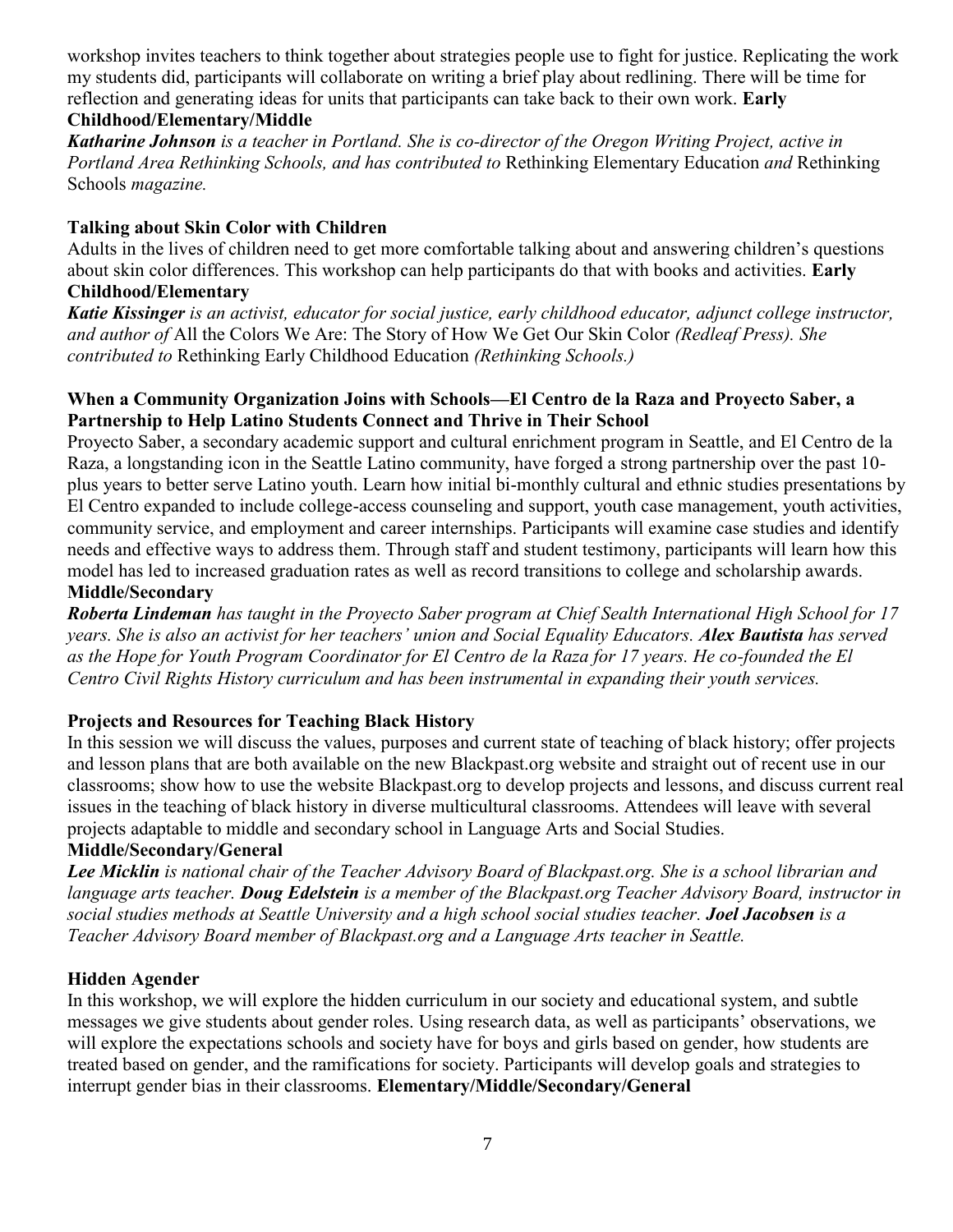workshop invites teachers to think together about strategies people use to fight for justice. Replicating the work my students did, participants will collaborate on writing a brief play about redlining. There will be time for reflection and generating ideas for units that participants can take back to their own work. **Early Childhood/Elementary/Middle**

***Katharine Johnson*** *is a teacher in Portland. She is co-director of the Oregon Writing Project, active in Portland Area Rethinking Schools, and has contributed to* Rethinking Elementary Education *and* Rethinking Schools *magazine.*

### Talking about Skin Color with Children

Adults in the lives of children need to get more comfortable talking about and answering children's questions about skin color differences. This workshop can help participants do that with books and activities. **Early Childhood/Elementary**

***Katie Kissinger*** *is an activist, educator for social justice, early childhood educator, adjunct college instructor, and author of* All the Colors We Are: The Story of How We Get Our Skin Color *(Redleaf Press). She contributed to* Rethinking Early Childhood Education *(Rethinking Schools.)*

### When a Community Organization Joins with Schools—El Centro de la Raza and Proyecto Saber, a Partnership to Help Latino Students Connect and Thrive in Their School

Proyecto Saber, a secondary academic support and cultural enrichment program in Seattle, and El Centro de la Raza, a longstanding icon in the Seattle Latino community, have forged a strong partnership over the past 10-plus years to better serve Latino youth. Learn how initial bi-monthly cultural and ethnic studies presentations by El Centro expanded to include college-access counseling and support, youth case management, youth activities, community service, and employment and career internships. Participants will examine case studies and identify needs and effective ways to address them. Through staff and student testimony, participants will learn how this model has led to increased graduation rates as well as record transitions to college and scholarship awards. **Middle/Secondary**

***Roberta Lindeman*** *has taught in the Proyecto Saber program at Chief Sealth International High School for 17 years. She is also an activist for her teachers' union and Social Equality Educators.* ***Alex Bautista*** *has served as the Hope for Youth Program Coordinator for El Centro de la Raza for 17 years. He co-founded the El Centro Civil Rights History curriculum and has been instrumental in expanding their youth services.*

### Projects and Resources for Teaching Black History

In this session we will discuss the values, purposes and current state of teaching of black history; offer projects and lesson plans that are both available on the new Blackpast.org website and straight out of recent use in our classrooms; show how to use the website Blackpast.org to develop projects and lessons, and discuss current real issues in the teaching of black history in diverse multicultural classrooms. Attendees will leave with several projects adaptable to middle and secondary school in Language Arts and Social Studies. **Middle/Secondary/General**

***Lee Micklin*** *is national chair of the Teacher Advisory Board of Blackpast.org. She is a school librarian and language arts teacher.* ***Doug Edelstein*** *is a member of the Blackpast.org Teacher Advisory Board, instructor in social studies methods at Seattle University and a high school social studies teacher.* ***Joel Jacobsen*** *is a Teacher Advisory Board member of Blackpast.org and a Language Arts teacher in Seattle.*

### Hidden Agender

In this workshop, we will explore the hidden curriculum in our society and educational system, and subtle messages we give students about gender roles. Using research data, as well as participants' observations, we will explore the expectations schools and society have for boys and girls based on gender, how students are treated based on gender, and the ramifications for society. Participants will develop goals and strategies to interrupt gender bias in their classrooms. **Elementary/Middle/Secondary/General**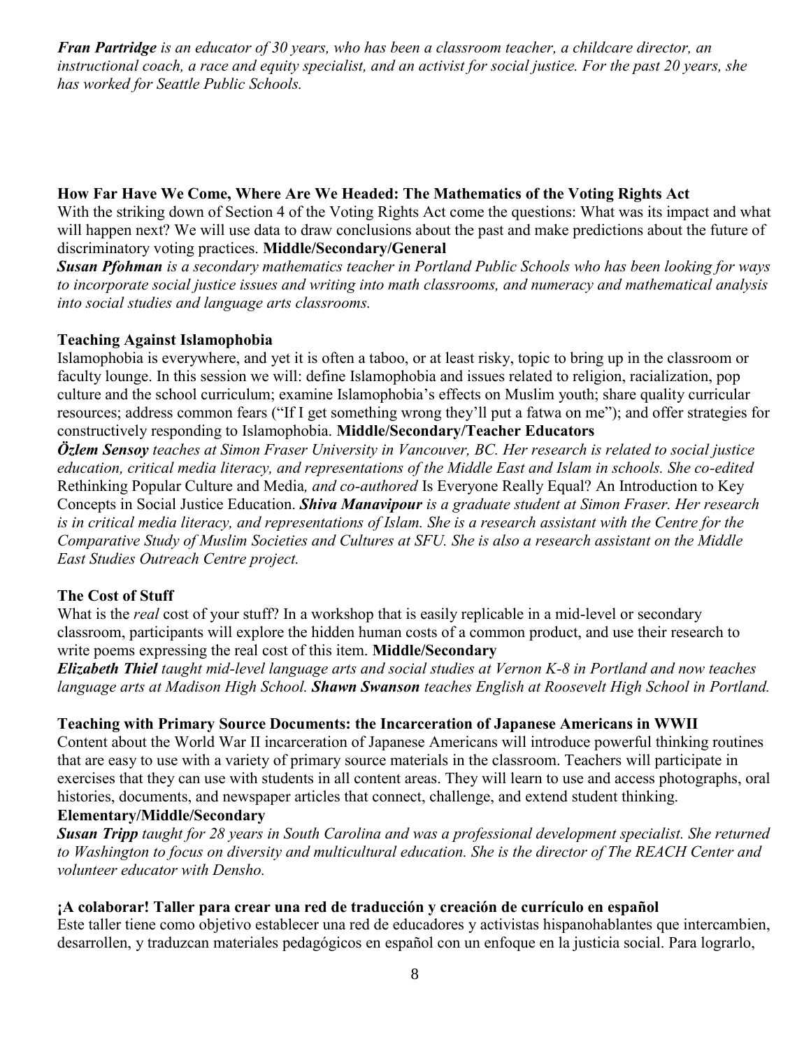***Fran Partridge*** *is an educator of 30 years, who has been a classroom teacher, a childcare director, an instructional coach, a race and equity specialist, and an activist for social justice. For the past 20 years, she has worked for Seattle Public Schools.*

**How Far Have We Come, Where Are We Headed: The Mathematics of the Voting Rights Act**

With the striking down of Section 4 of the Voting Rights Act come the questions: What was its impact and what will happen next? We will use data to draw conclusions about the past and make predictions about the future of discriminatory voting practices. **Middle/Secondary/General**

***Susan Pfohman*** *is a secondary mathematics teacher in Portland Public Schools who has been looking for ways to incorporate social justice issues and writing into math classrooms, and numeracy and mathematical analysis into social studies and language arts classrooms.*

**Teaching Against Islamophobia**

Islamophobia is everywhere, and yet it is often a taboo, or at least risky, topic to bring up in the classroom or faculty lounge. In this session we will: define Islamophobia and issues related to religion, racialization, pop culture and the school curriculum; examine Islamophobia's effects on Muslim youth; share quality curricular resources; address common fears ("If I get something wrong they'll put a fatwa on me"); and offer strategies for constructively responding to Islamophobia. **Middle/Secondary/Teacher Educators**

***Özlem Sensoy*** *teaches at Simon Fraser University in Vancouver, BC. Her research is related to social justice education, critical media literacy, and representations of the Middle East and Islam in schools. She co-edited* Rethinking Popular Culture and Media*, and co-authored* Is Everyone Really Equal? An Introduction to Key Concepts in Social Justice Education. ***Shiva Manavipour*** *is a graduate student at Simon Fraser. Her research is in critical media literacy, and representations of Islam. She is a research assistant with the Centre for the Comparative Study of Muslim Societies and Cultures at SFU. She is also a research assistant on the Middle East Studies Outreach Centre project.*

**The Cost of Stuff**

What is the *real* cost of your stuff? In a workshop that is easily replicable in a mid-level or secondary classroom, participants will explore the hidden human costs of a common product, and use their research to write poems expressing the real cost of this item. **Middle/Secondary**

***Elizabeth Thiel*** *taught mid-level language arts and social studies at Vernon K-8 in Portland and now teaches language arts at Madison High School.* ***Shawn Swanson*** *teaches English at Roosevelt High School in Portland.*

**Teaching with Primary Source Documents: the Incarceration of Japanese Americans in WWII**

Content about the World War II incarceration of Japanese Americans will introduce powerful thinking routines that are easy to use with a variety of primary source materials in the classroom. Teachers will participate in exercises that they can use with students in all content areas. They will learn to use and access photographs, oral histories, documents, and newspaper articles that connect, challenge, and extend student thinking.
**Elementary/Middle/Secondary**

***Susan Tripp*** *taught for 28 years in South Carolina and was a professional development specialist. She returned to Washington to focus on diversity and multicultural education. She is the director of The REACH Center and volunteer educator with Densho.*

**¡A colaborar! Taller para crear una red de traducción y creación de currículo en español**

Este taller tiene como objetivo establecer una red de educadores y activistas hispanohablantes que intercambien, desarrollen, y traduzcan materiales pedagógicos en español con un enfoque en la justicia social. Para lograrlo,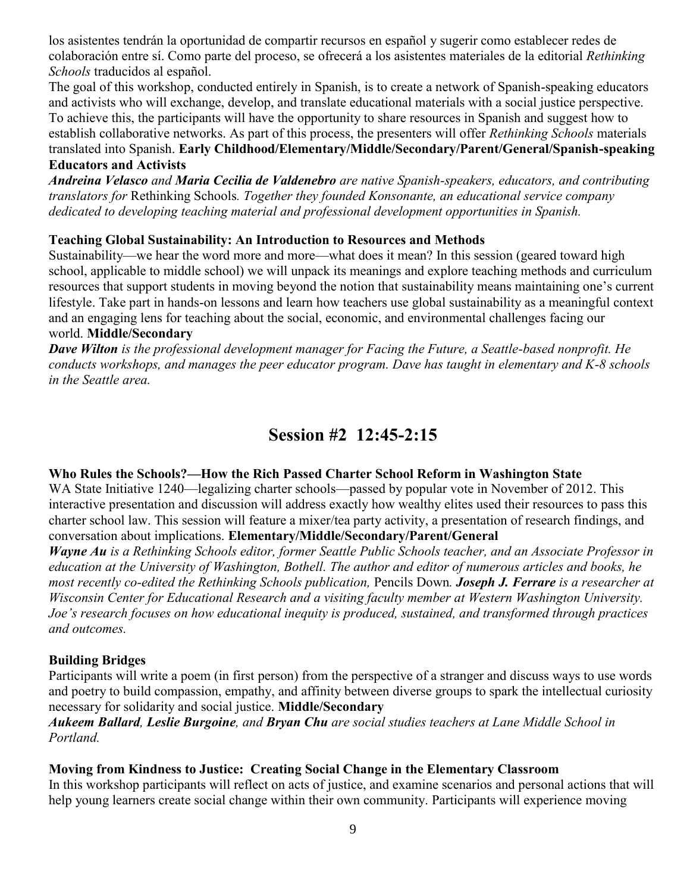los asistentes tendrán la oportunidad de compartir recursos en español y sugerir como establecer redes de colaboración entre sí. Como parte del proceso, se ofrecerá a los asistentes materiales de la editorial *Rethinking Schools* traducidos al español.

The goal of this workshop, conducted entirely in Spanish, is to create a network of Spanish-speaking educators and activists who will exchange, develop, and translate educational materials with a social justice perspective. To achieve this, the participants will have the opportunity to share resources in Spanish and suggest how to establish collaborative networks. As part of this process, the presenters will offer *Rethinking Schools* materials translated into Spanish. **Early Childhood/Elementary/Middle/Secondary/Parent/General/Spanish-speaking Educators and Activists**

***Andreina Velasco** and **Maria Cecilia de Valdenebro** are native Spanish-speakers, educators, and contributing translators for* Rethinking Schools*. Together they founded Konsonante, an educational service company dedicated to developing teaching material and professional development opportunities in Spanish.*

**Teaching Global Sustainability: An Introduction to Resources and Methods**

Sustainability—we hear the word more and more—what does it mean? In this session (geared toward high school, applicable to middle school) we will unpack its meanings and explore teaching methods and curriculum resources that support students in moving beyond the notion that sustainability means maintaining one's current lifestyle. Take part in hands-on lessons and learn how teachers use global sustainability as a meaningful context and an engaging lens for teaching about the social, economic, and environmental challenges facing our world. **Middle/Secondary**

***Dave Wilton** is the professional development manager for Facing the Future, a Seattle-based nonprofit. He conducts workshops, and manages the peer educator program. Dave has taught in elementary and K-8 schools in the Seattle area.*

## Session #2 12:45-2:15

**Who Rules the Schools?—How the Rich Passed Charter School Reform in Washington State**

WA State Initiative 1240—legalizing charter schools—passed by popular vote in November of 2012. This interactive presentation and discussion will address exactly how wealthy elites used their resources to pass this charter school law. This session will feature a mixer/tea party activity, a presentation of research findings, and conversation about implications. **Elementary/Middle/Secondary/Parent/General**

***Wayne Au** is a Rethinking Schools editor, former Seattle Public Schools teacher, and an Associate Professor in education at the University of Washington, Bothell. The author and editor of numerous articles and books, he most recently co-edited the Rethinking Schools publication,* Pencils Down*. **Joseph J. Ferrare** is a researcher at Wisconsin Center for Educational Research and a visiting faculty member at Western Washington University. Joe's research focuses on how educational inequity is produced, sustained, and transformed through practices and outcomes.*

**Building Bridges**

Participants will write a poem (in first person) from the perspective of a stranger and discuss ways to use words and poetry to build compassion, empathy, and affinity between diverse groups to spark the intellectual curiosity necessary for solidarity and social justice. **Middle/Secondary**

***Aukeem Ballard**, **Leslie Burgoine**, and **Bryan Chu** are social studies teachers at Lane Middle School in Portland.*

**Moving from Kindness to Justice: Creating Social Change in the Elementary Classroom**

In this workshop participants will reflect on acts of justice, and examine scenarios and personal actions that will help young learners create social change within their own community. Participants will experience moving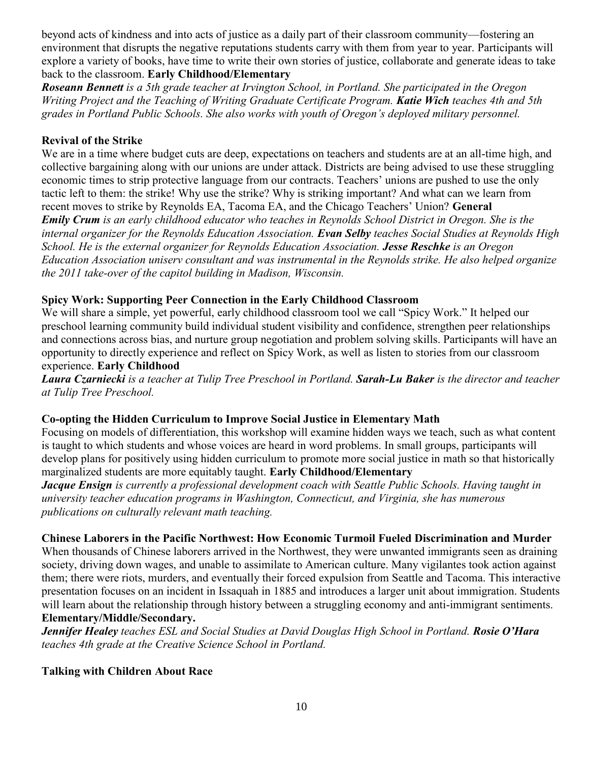beyond acts of kindness and into acts of justice as a daily part of their classroom community—fostering an environment that disrupts the negative reputations students carry with them from year to year. Participants will explore a variety of books, have time to write their own stories of justice, collaborate and generate ideas to take back to the classroom. **Early Childhood/Elementary**

***Roseann Bennett*** *is a 5th grade teacher at Irvington School, in Portland. She participated in the Oregon Writing Project and the Teaching of Writing Graduate Certificate Program.* ***Katie Wich*** *teaches 4th and 5th grades in Portland Public Schools. She also works with youth of Oregon's deployed military personnel.*

**Revival of the Strike**

We are in a time where budget cuts are deep, expectations on teachers and students are at an all-time high, and collective bargaining along with our unions are under attack. Districts are being advised to use these struggling economic times to strip protective language from our contracts. Teachers' unions are pushed to use the only tactic left to them: the strike! Why use the strike? Why is striking important? And what can we learn from recent moves to strike by Reynolds EA, Tacoma EA, and the Chicago Teachers' Union? **General**

***Emily Crum*** *is an early childhood educator who teaches in Reynolds School District in Oregon. She is the internal organizer for the Reynolds Education Association.* ***Evan Selby*** *teaches Social Studies at Reynolds High School. He is the external organizer for Reynolds Education Association.* ***Jesse Reschke*** *is an Oregon Education Association uniserv consultant and was instrumental in the Reynolds strike. He also helped organize the 2011 take-over of the capitol building in Madison, Wisconsin.*

**Spicy Work: Supporting Peer Connection in the Early Childhood Classroom**

We will share a simple, yet powerful, early childhood classroom tool we call "Spicy Work." It helped our preschool learning community build individual student visibility and confidence, strengthen peer relationships and connections across bias, and nurture group negotiation and problem solving skills. Participants will have an opportunity to directly experience and reflect on Spicy Work, as well as listen to stories from our classroom experience. **Early Childhood**

***Laura Czarniecki*** *is a teacher at Tulip Tree Preschool in Portland.* ***Sarah-Lu Baker*** *is the director and teacher at Tulip Tree Preschool.*

**Co-opting the Hidden Curriculum to Improve Social Justice in Elementary Math**

Focusing on models of differentiation, this workshop will examine hidden ways we teach, such as what content is taught to which students and whose voices are heard in word problems. In small groups, participants will develop plans for positively using hidden curriculum to promote more social justice in math so that historically marginalized students are more equitably taught. **Early Childhood/Elementary**

***Jacque Ensign*** *is currently a professional development coach with Seattle Public Schools. Having taught in university teacher education programs in Washington, Connecticut, and Virginia, she has numerous publications on culturally relevant math teaching.*

**Chinese Laborers in the Pacific Northwest: How Economic Turmoil Fueled Discrimination and Murder**

When thousands of Chinese laborers arrived in the Northwest, they were unwanted immigrants seen as draining society, driving down wages, and unable to assimilate to American culture. Many vigilantes took action against them; there were riots, murders, and eventually their forced expulsion from Seattle and Tacoma. This interactive presentation focuses on an incident in Issaquah in 1885 and introduces a larger unit about immigration. Students will learn about the relationship through history between a struggling economy and anti-immigrant sentiments. **Elementary/Middle/Secondary.**

***Jennifer Healey*** *teaches ESL and Social Studies at David Douglas High School in Portland.* ***Rosie O'Hara*** *teaches 4th grade at the Creative Science School in Portland.*

**Talking with Children About Race**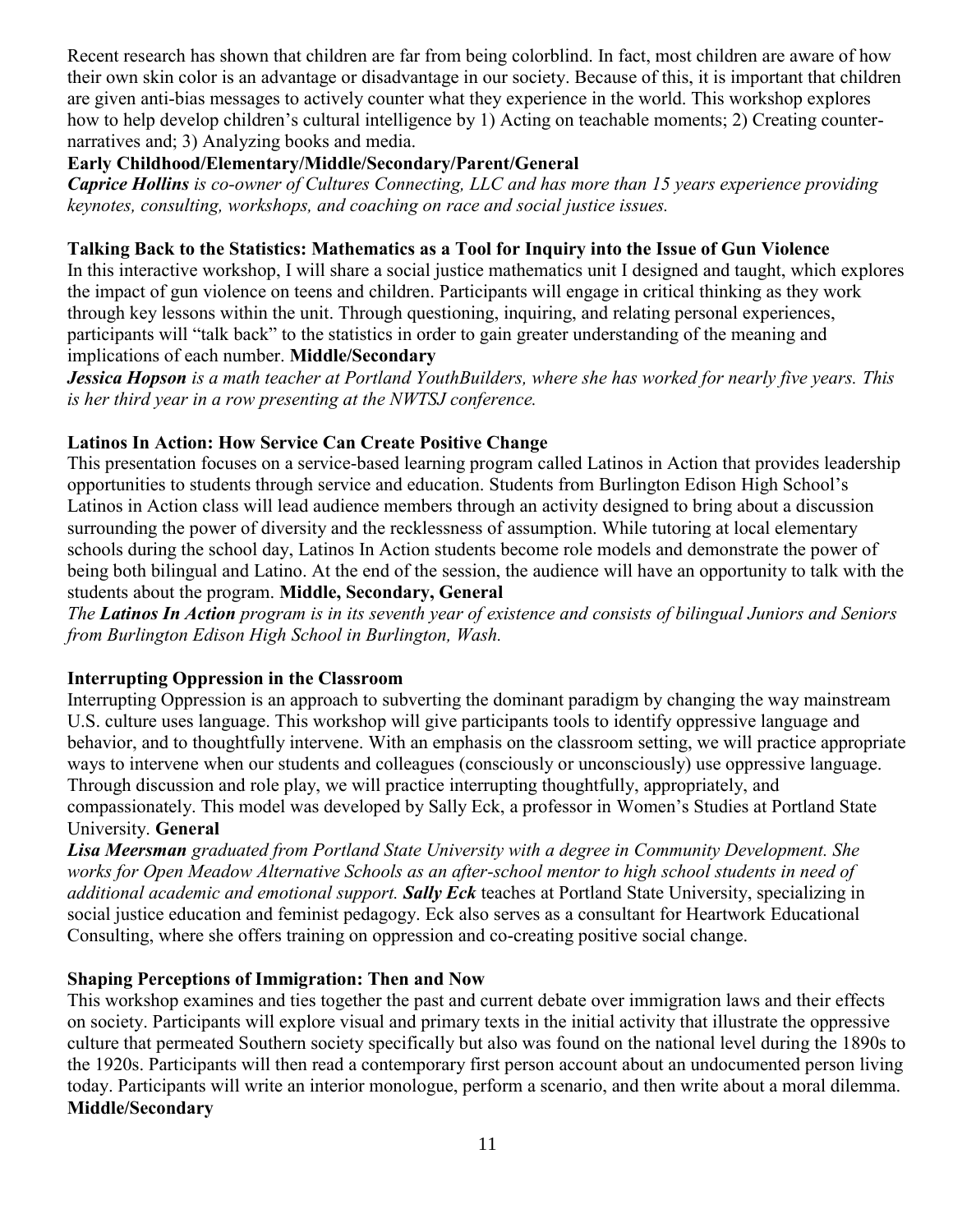Recent research has shown that children are far from being colorblind. In fact, most children are aware of how their own skin color is an advantage or disadvantage in our society. Because of this, it is important that children are given anti-bias messages to actively counter what they experience in the world. This workshop explores how to help develop children's cultural intelligence by 1) Acting on teachable moments; 2) Creating counter-narratives and; 3) Analyzing books and media.

**Early Childhood/Elementary/Middle/Secondary/Parent/General**

***Caprice Hollins*** *is co-owner of Cultures Connecting, LLC and has more than 15 years experience providing keynotes, consulting, workshops, and coaching on race and social justice issues.*

### Talking Back to the Statistics: Mathematics as a Tool for Inquiry into the Issue of Gun Violence

In this interactive workshop, I will share a social justice mathematics unit I designed and taught, which explores the impact of gun violence on teens and children. Participants will engage in critical thinking as they work through key lessons within the unit. Through questioning, inquiring, and relating personal experiences, participants will "talk back" to the statistics in order to gain greater understanding of the meaning and implications of each number. **Middle/Secondary**

***Jessica Hopson*** *is a math teacher at Portland YouthBuilders, where she has worked for nearly five years. This is her third year in a row presenting at the NWTSJ conference.*

### Latinos In Action: How Service Can Create Positive Change

This presentation focuses on a service-based learning program called Latinos in Action that provides leadership opportunities to students through service and education. Students from Burlington Edison High School's Latinos in Action class will lead audience members through an activity designed to bring about a discussion surrounding the power of diversity and the recklessness of assumption. While tutoring at local elementary schools during the school day, Latinos In Action students become role models and demonstrate the power of being both bilingual and Latino. At the end of the session, the audience will have an opportunity to talk with the students about the program. **Middle, Secondary, General**

*The **Latinos In Action** program is in its seventh year of existence and consists of bilingual Juniors and Seniors from Burlington Edison High School in Burlington, Wash.*

### Interrupting Oppression in the Classroom

Interrupting Oppression is an approach to subverting the dominant paradigm by changing the way mainstream U.S. culture uses language. This workshop will give participants tools to identify oppressive language and behavior, and to thoughtfully intervene. With an emphasis on the classroom setting, we will practice appropriate ways to intervene when our students and colleagues (consciously or unconsciously) use oppressive language. Through discussion and role play, we will practice interrupting thoughtfully, appropriately, and compassionately. This model was developed by Sally Eck, a professor in Women's Studies at Portland State University. **General**

***Lisa Meersman*** *graduated from Portland State University with a degree in Community Development. She works for Open Meadow Alternative Schools as an after-school mentor to high school students in need of additional academic and emotional support.* ***Sally Eck*** teaches at Portland State University, specializing in social justice education and feminist pedagogy. Eck also serves as a consultant for Heartwork Educational Consulting, where she offers training on oppression and co-creating positive social change.

### Shaping Perceptions of Immigration: Then and Now

This workshop examines and ties together the past and current debate over immigration laws and their effects on society. Participants will explore visual and primary texts in the initial activity that illustrate the oppressive culture that permeated Southern society specifically but also was found on the national level during the 1890s to the 1920s. Participants will then read a contemporary first person account about an undocumented person living today. Participants will write an interior monologue, perform a scenario, and then write about a moral dilemma.
**Middle/Secondary**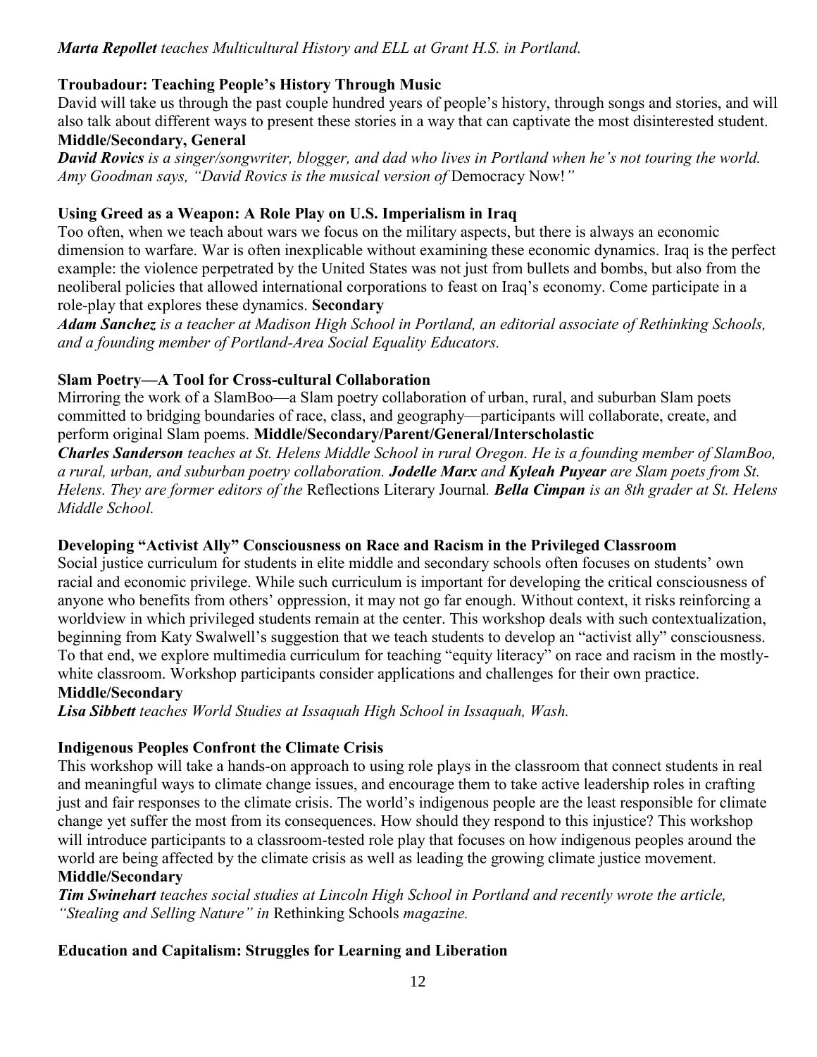***Marta Repollet*** *teaches Multicultural History and ELL at Grant H.S. in Portland.*

**Troubadour: Teaching People's History Through Music**

David will take us through the past couple hundred years of people's history, through songs and stories, and will also talk about different ways to present these stories in a way that can captivate the most disinterested student. **Middle/Secondary, General**

***David Rovics*** *is a singer/songwriter, blogger, and dad who lives in Portland when he's not touring the world. Amy Goodman says, "David Rovics is the musical version of* Democracy Now!*"*

**Using Greed as a Weapon: A Role Play on U.S. Imperialism in Iraq**

Too often, when we teach about wars we focus on the military aspects, but there is always an economic dimension to warfare. War is often inexplicable without examining these economic dynamics. Iraq is the perfect example: the violence perpetrated by the United States was not just from bullets and bombs, but also from the neoliberal policies that allowed international corporations to feast on Iraq's economy. Come participate in a role-play that explores these dynamics. **Secondary**

***Adam Sanchez*** *is a teacher at Madison High School in Portland, an editorial associate of Rethinking Schools, and a founding member of Portland-Area Social Equality Educators.*

**Slam Poetry—A Tool for Cross-cultural Collaboration**

Mirroring the work of a SlamBoo—a Slam poetry collaboration of urban, rural, and suburban Slam poets committed to bridging boundaries of race, class, and geography—participants will collaborate, create, and perform original Slam poems. **Middle/Secondary/Parent/General/Interscholastic**

***Charles Sanderson*** *teaches at St. Helens Middle School in rural Oregon. He is a founding member of SlamBoo, a rural, urban, and suburban poetry collaboration.* ***Jodelle Marx*** *and* ***Kyleah Puyear*** *are Slam poets from St. Helens. They are former editors of the* Reflections Literary Journal*.* ***Bella Cimpan*** *is an 8th grader at St. Helens Middle School.*

**Developing "Activist Ally" Consciousness on Race and Racism in the Privileged Classroom**

Social justice curriculum for students in elite middle and secondary schools often focuses on students' own racial and economic privilege. While such curriculum is important for developing the critical consciousness of anyone who benefits from others' oppression, it may not go far enough. Without context, it risks reinforcing a worldview in which privileged students remain at the center. This workshop deals with such contextualization, beginning from Katy Swalwell's suggestion that we teach students to develop an "activist ally" consciousness. To that end, we explore multimedia curriculum for teaching "equity literacy" on race and racism in the mostly-white classroom. Workshop participants consider applications and challenges for their own practice. **Middle/Secondary**

***Lisa Sibbett*** *teaches World Studies at Issaquah High School in Issaquah, Wash.*

**Indigenous Peoples Confront the Climate Crisis**

This workshop will take a hands-on approach to using role plays in the classroom that connect students in real and meaningful ways to climate change issues, and encourage them to take active leadership roles in crafting just and fair responses to the climate crisis. The world's indigenous people are the least responsible for climate change yet suffer the most from its consequences. How should they respond to this injustice? This workshop will introduce participants to a classroom-tested role play that focuses on how indigenous peoples around the world are being affected by the climate crisis as well as leading the growing climate justice movement. **Middle/Secondary**

***Tim Swinehart*** *teaches social studies at Lincoln High School in Portland and recently wrote the article, "Stealing and Selling Nature" in* Rethinking Schools *magazine.*

**Education and Capitalism: Struggles for Learning and Liberation**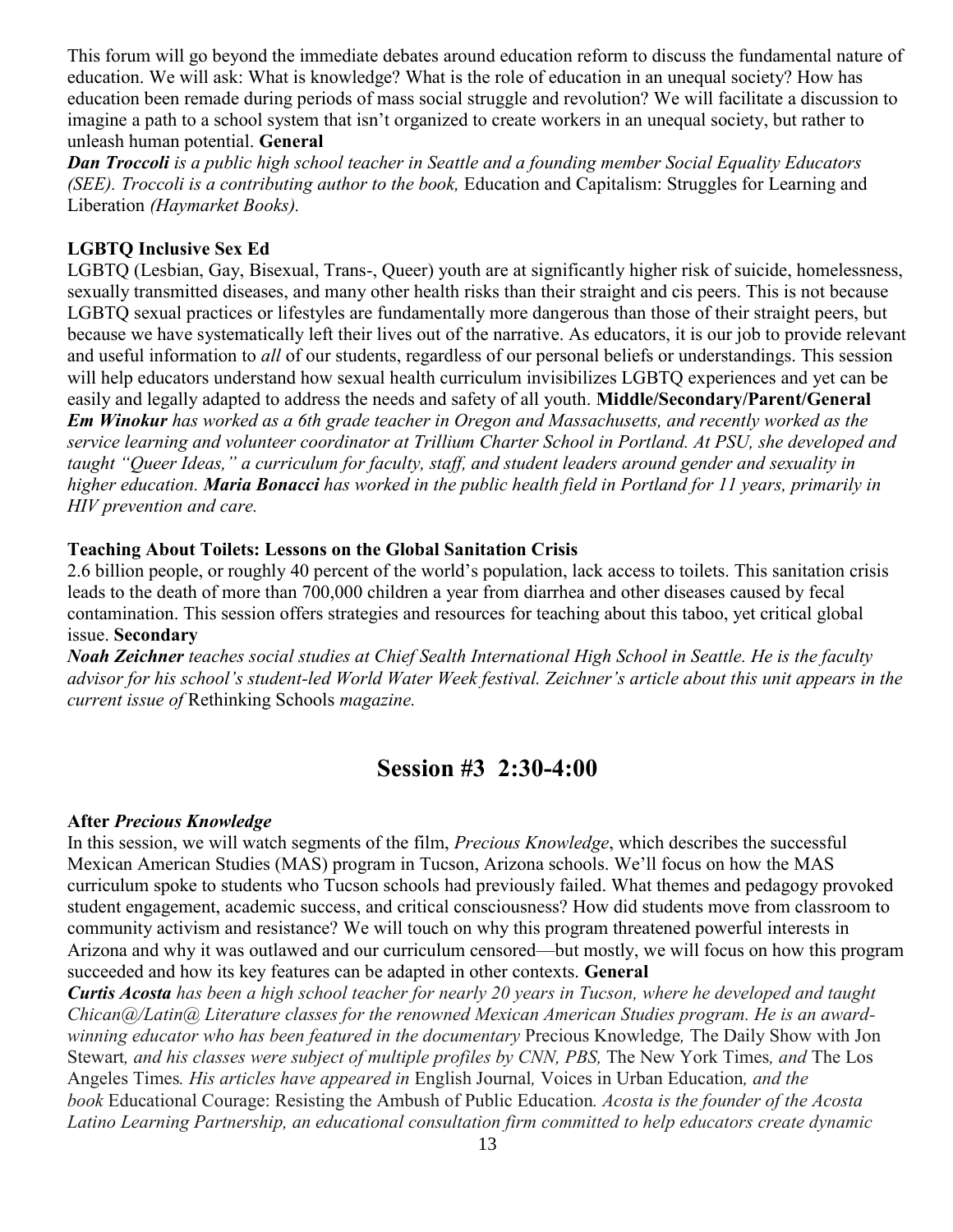This forum will go beyond the immediate debates around education reform to discuss the fundamental nature of education. We will ask: What is knowledge? What is the role of education in an unequal society? How has education been remade during periods of mass social struggle and revolution? We will facilitate a discussion to imagine a path to a school system that isn't organized to create workers in an unequal society, but rather to unleash human potential. **General**

***Dan Troccoli*** *is a public high school teacher in Seattle and a founding member Social Equality Educators (SEE). Troccoli is a contributing author to the book,* Education and Capitalism: Struggles for Learning and Liberation *(Haymarket Books).*

**LGBTQ Inclusive Sex Ed**

LGBTQ (Lesbian, Gay, Bisexual, Trans-, Queer) youth are at significantly higher risk of suicide, homelessness, sexually transmitted diseases, and many other health risks than their straight and cis peers. This is not because LGBTQ sexual practices or lifestyles are fundamentally more dangerous than those of their straight peers, but because we have systematically left their lives out of the narrative. As educators, it is our job to provide relevant and useful information to *all* of our students, regardless of our personal beliefs or understandings. This session will help educators understand how sexual health curriculum invisibilizes LGBTQ experiences and yet can be easily and legally adapted to address the needs and safety of all youth. **Middle/Secondary/Parent/General**

***Em Winokur*** *has worked as a 6th grade teacher in Oregon and Massachusetts, and recently worked as the service learning and volunteer coordinator at Trillium Charter School in Portland. At PSU, she developed and taught "Queer Ideas," a curriculum for faculty, staff, and student leaders around gender and sexuality in higher education.* ***Maria Bonacci*** *has worked in the public health field in Portland for 11 years, primarily in HIV prevention and care.*

**Teaching About Toilets: Lessons on the Global Sanitation Crisis**

2.6 billion people, or roughly 40 percent of the world's population, lack access to toilets. This sanitation crisis leads to the death of more than 700,000 children a year from diarrhea and other diseases caused by fecal contamination. This session offers strategies and resources for teaching about this taboo, yet critical global issue. **Secondary**

***Noah Zeichner*** *teaches social studies at Chief Sealth International High School in Seattle. He is the faculty advisor for his school's student-led World Water Week festival. Zeichner's article about this unit appears in the current issue of* Rethinking Schools *magazine.*

## Session #3 2:30-4:00

**After *Precious Knowledge***

In this session, we will watch segments of the film, *Precious Knowledge*, which describes the successful Mexican American Studies (MAS) program in Tucson, Arizona schools. We'll focus on how the MAS curriculum spoke to students who Tucson schools had previously failed. What themes and pedagogy provoked student engagement, academic success, and critical consciousness? How did students move from classroom to community activism and resistance? We will touch on why this program threatened powerful interests in Arizona and why it was outlawed and our curriculum censored—but mostly, we will focus on how this program succeeded and how its key features can be adapted in other contexts. **General**

***Curtis Acosta*** *has been a high school teacher for nearly 20 years in Tucson, where he developed and taught Chican@/Latin@ Literature classes for the renowned Mexican American Studies program. He is an award-winning educator who has been featured in the documentary* Precious Knowledge*,* The Daily Show with Jon Stewart*, and his classes were subject of multiple profiles by CNN, PBS,* The New York Times*, and* The Los Angeles Times*. His articles have appeared in* English Journal*,* Voices in Urban Education*, and the book* Educational Courage: Resisting the Ambush of Public Education*. Acosta is the founder of the Acosta Latino Learning Partnership, an educational consultation firm committed to help educators create dynamic*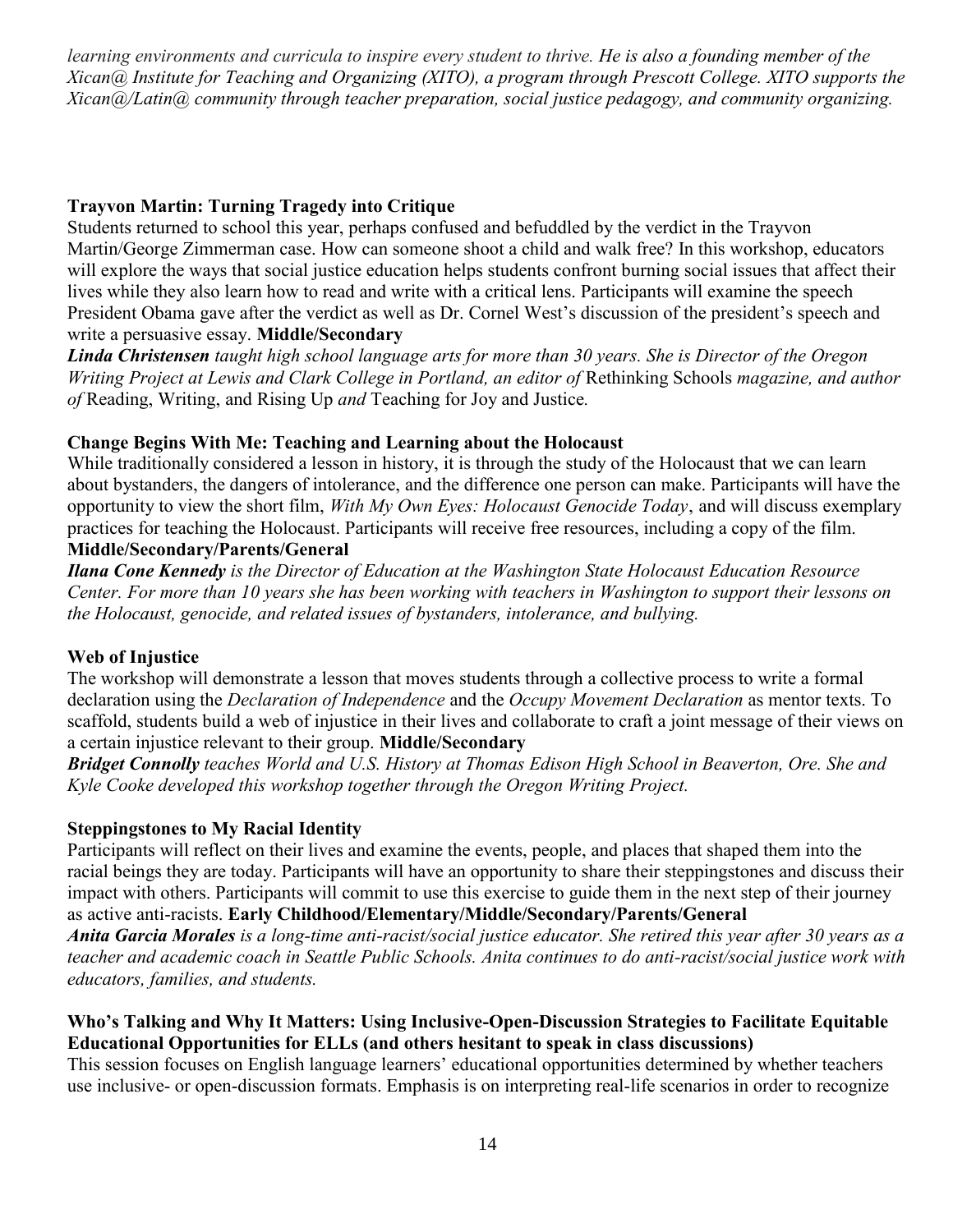*learning environments and curricula to inspire every student to thrive. He is also a founding member of the Xican@ Institute for Teaching and Organizing (XITO), a program through Prescott College. XITO supports the Xican@/Latin@ community through teacher preparation, social justice pedagogy, and community organizing.*

**Trayvon Martin: Turning Tragedy into Critique**

Students returned to school this year, perhaps confused and befuddled by the verdict in the Trayvon Martin/George Zimmerman case. How can someone shoot a child and walk free? In this workshop, educators will explore the ways that social justice education helps students confront burning social issues that affect their lives while they also learn how to read and write with a critical lens. Participants will examine the speech President Obama gave after the verdict as well as Dr. Cornel West's discussion of the president's speech and write a persuasive essay. **Middle/Secondary**

***Linda Christensen*** *taught high school language arts for more than 30 years. She is Director of the Oregon Writing Project at Lewis and Clark College in Portland, an editor of* Rethinking Schools *magazine, and author of* Reading, Writing, and Rising Up *and* Teaching for Joy and Justice*.*

**Change Begins With Me: Teaching and Learning about the Holocaust**

While traditionally considered a lesson in history, it is through the study of the Holocaust that we can learn about bystanders, the dangers of intolerance, and the difference one person can make. Participants will have the opportunity to view the short film, *With My Own Eyes: Holocaust Genocide Today*, and will discuss exemplary practices for teaching the Holocaust. Participants will receive free resources, including a copy of the film. **Middle/Secondary/Parents/General**

***Ilana Cone Kennedy*** *is the Director of Education at the Washington State Holocaust Education Resource Center. For more than 10 years she has been working with teachers in Washington to support their lessons on the Holocaust, genocide, and related issues of bystanders, intolerance, and bullying.*

**Web of Injustice**

The workshop will demonstrate a lesson that moves students through a collective process to write a formal declaration using the *Declaration of Independence* and the *Occupy Movement Declaration* as mentor texts. To scaffold, students build a web of injustice in their lives and collaborate to craft a joint message of their views on a certain injustice relevant to their group. **Middle/Secondary**

***Bridget Connolly*** *teaches World and U.S. History at Thomas Edison High School in Beaverton, Ore. She and Kyle Cooke developed this workshop together through the Oregon Writing Project.*

**Steppingstones to My Racial Identity**

Participants will reflect on their lives and examine the events, people, and places that shaped them into the racial beings they are today. Participants will have an opportunity to share their steppingstones and discuss their impact with others. Participants will commit to use this exercise to guide them in the next step of their journey as active anti-racists. **Early Childhood/Elementary/Middle/Secondary/Parents/General**

***Anita Garcia Morales*** *is a long-time anti-racist/social justice educator. She retired this year after 30 years as a teacher and academic coach in Seattle Public Schools. Anita continues to do anti-racist/social justice work with educators, families, and students.*

**Who's Talking and Why It Matters: Using Inclusive-Open-Discussion Strategies to Facilitate Equitable Educational Opportunities for ELLs (and others hesitant to speak in class discussions)**

This session focuses on English language learners' educational opportunities determined by whether teachers use inclusive- or open-discussion formats. Emphasis is on interpreting real-life scenarios in order to recognize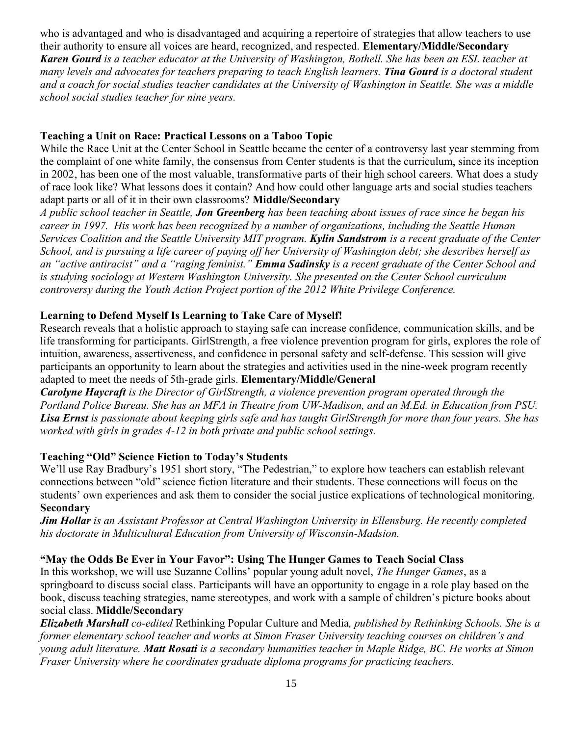who is advantaged and who is disadvantaged and acquiring a repertoire of strategies that allow teachers to use their authority to ensure all voices are heard, recognized, and respected. **Elementary/Middle/Secondary**
*__Karen Gourd__ is a teacher educator at the University of Washington, Bothell. She has been an ESL teacher at many levels and advocates for teachers preparing to teach English learners. __Tina Gourd__ is a doctoral student and a coach for social studies teacher candidates at the University of Washington in Seattle. She was a middle school social studies teacher for nine years.*

**Teaching a Unit on Race: Practical Lessons on a Taboo Topic**
While the Race Unit at the Center School in Seattle became the center of a controversy last year stemming from the complaint of one white family, the consensus from Center students is that the curriculum, since its inception in 2002, has been one of the most valuable, transformative parts of their high school careers. What does a study of race look like? What lessons does it contain? And how could other language arts and social studies teachers adapt parts or all of it in their own classrooms? **Middle/Secondary**
*A public school teacher in Seattle, __Jon Greenberg__ has been teaching about issues of race since he began his career in 1997. His work has been recognized by a number of organizations, including the Seattle Human Services Coalition and the Seattle University MIT program. __Kylin Sandstrom__ is a recent graduate of the Center School, and is pursuing a life career of paying off her University of Washington debt; she describes herself as an "active antiracist" and a "raging feminist." __Emma Sadinsky__ is a recent graduate of the Center School and is studying sociology at Western Washington University. She presented on the Center School curriculum controversy during the Youth Action Project portion of the 2012 White Privilege Conference.*

**Learning to Defend Myself Is Learning to Take Care of Myself!**
Research reveals that a holistic approach to staying safe can increase confidence, communication skills, and be life transforming for participants. GirlStrength, a free violence prevention program for girls, explores the role of intuition, awareness, assertiveness, and confidence in personal safety and self-defense. This session will give participants an opportunity to learn about the strategies and activities used in the nine-week program recently adapted to meet the needs of 5th-grade girls. **Elementary/Middle/General**
*__Carolyne Haycraft__ is the Director of GirlStrength, a violence prevention program operated through the Portland Police Bureau. She has an MFA in Theatre from UW-Madison, and an M.Ed. in Education from PSU. __Lisa Ernst__ is passionate about keeping girls safe and has taught GirlStrength for more than four years. She has worked with girls in grades 4-12 in both private and public school settings.*

**Teaching "Old" Science Fiction to Today's Students**
We'll use Ray Bradbury's 1951 short story, "The Pedestrian," to explore how teachers can establish relevant connections between "old" science fiction literature and their students. These connections will focus on the students' own experiences and ask them to consider the social justice explications of technological monitoring. **Secondary**
*__Jim Hollar__ is an Assistant Professor at Central Washington University in Ellensburg. He recently completed his doctorate in Multicultural Education from University of Wisconsin-Madsion.*

**"May the Odds Be Ever in Your Favor": Using The Hunger Games to Teach Social Class**
In this workshop, we will use Suzanne Collins' popular young adult novel, *The Hunger Games*, as a springboard to discuss social class. Participants will have an opportunity to engage in a role play based on the book, discuss teaching strategies, name stereotypes, and work with a sample of children's picture books about social class. **Middle/Secondary**
***Elizabeth Marshall*** *co-edited* Rethinking Popular Culture and Media*, published by Rethinking Schools. She is a former elementary school teacher and works at Simon Fraser University teaching courses on children's and young adult literature.* ***Matt Rosati*** *is a secondary humanities teacher in Maple Ridge, BC. He works at Simon Fraser University where he coordinates graduate diploma programs for practicing teachers.*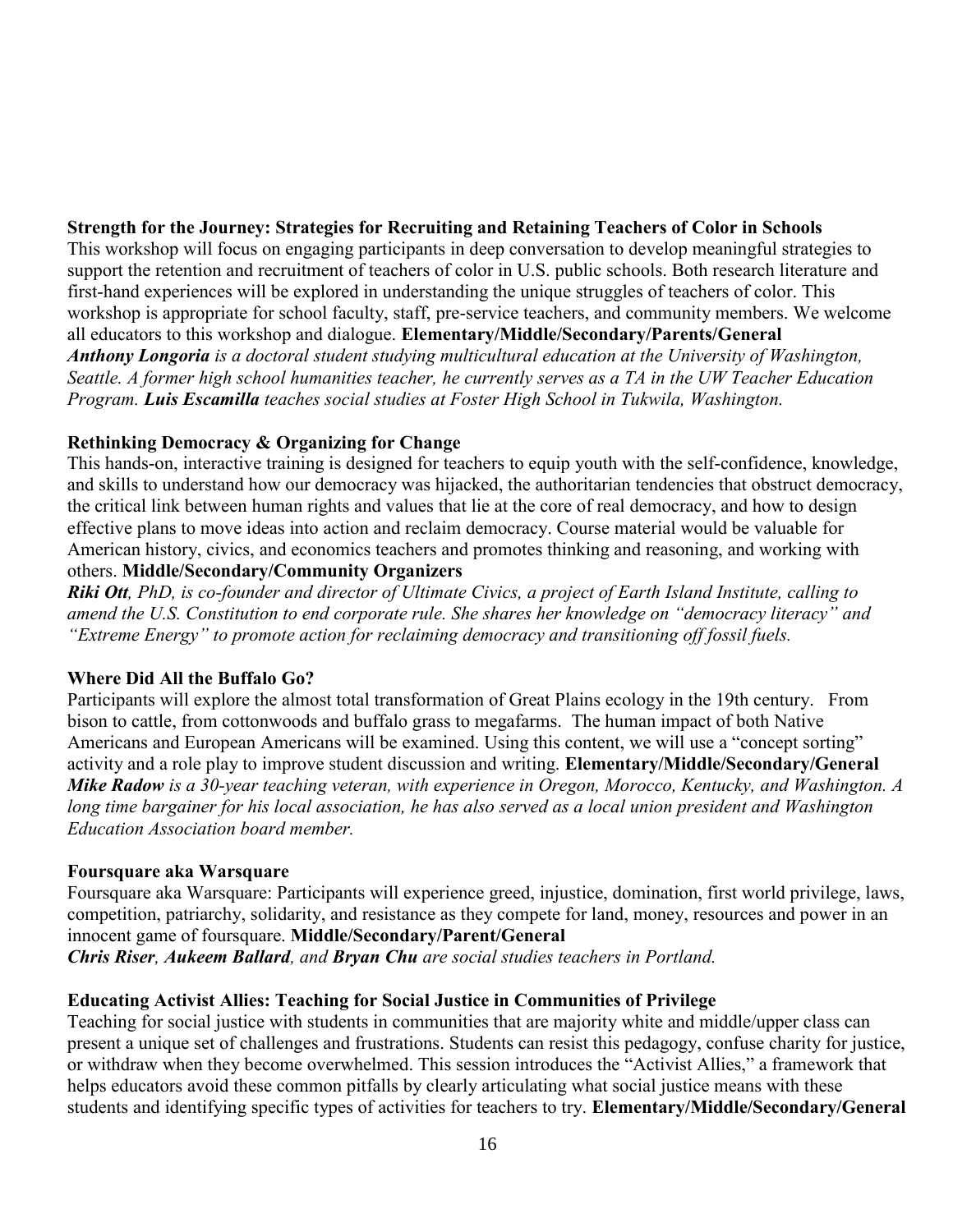**Strength for the Journey: Strategies for Recruiting and Retaining Teachers of Color in Schools**
This workshop will focus on engaging participants in deep conversation to develop meaningful strategies to support the retention and recruitment of teachers of color in U.S. public schools. Both research literature and first-hand experiences will be explored in understanding the unique struggles of teachers of color. This workshop is appropriate for school faculty, staff, pre-service teachers, and community members. We welcome all educators to this workshop and dialogue. **Elementary/Middle/Secondary/Parents/General**
***Anthony Longoria*** *is a doctoral student studying multicultural education at the University of Washington, Seattle. A former high school humanities teacher, he currently serves as a TA in the UW Teacher Education Program.* ***Luis Escamilla*** *teaches social studies at Foster High School in Tukwila, Washington.*

**Rethinking Democracy & Organizing for Change**
This hands-on, interactive training is designed for teachers to equip youth with the self-confidence, knowledge, and skills to understand how our democracy was hijacked, the authoritarian tendencies that obstruct democracy, the critical link between human rights and values that lie at the core of real democracy, and how to design effective plans to move ideas into action and reclaim democracy. Course material would be valuable for American history, civics, and economics teachers and promotes thinking and reasoning, and working with others. **Middle/Secondary/Community Organizers**
***Riki Ott****, PhD, is co-founder and director of Ultimate Civics, a project of Earth Island Institute, calling to amend the U.S. Constitution to end corporate rule. She shares her knowledge on "democracy literacy" and "Extreme Energy" to promote action for reclaiming democracy and transitioning off fossil fuels.*

**Where Did All the Buffalo Go?**
Participants will explore the almost total transformation of Great Plains ecology in the 19th century. From bison to cattle, from cottonwoods and buffalo grass to megafarms. The human impact of both Native Americans and European Americans will be examined. Using this content, we will use a "concept sorting" activity and a role play to improve student discussion and writing. **Elementary/Middle/Secondary/General**
***Mike Radow*** *is a 30-year teaching veteran, with experience in Oregon, Morocco, Kentucky, and Washington. A long time bargainer for his local association, he has also served as a local union president and Washington Education Association board member.*

**Foursquare aka Warsquare**
Foursquare aka Warsquare: Participants will experience greed, injustice, domination, first world privilege, laws, competition, patriarchy, solidarity, and resistance as they compete for land, money, resources and power in an innocent game of foursquare. **Middle/Secondary/Parent/General**
***Chris Riser****,* ***Aukeem Ballard****, and* ***Bryan Chu*** *are social studies teachers in Portland.*

**Educating Activist Allies: Teaching for Social Justice in Communities of Privilege**
Teaching for social justice with students in communities that are majority white and middle/upper class can present a unique set of challenges and frustrations. Students can resist this pedagogy, confuse charity for justice, or withdraw when they become overwhelmed. This session introduces the "Activist Allies," a framework that helps educators avoid these common pitfalls by clearly articulating what social justice means with these students and identifying specific types of activities for teachers to try. **Elementary/Middle/Secondary/General**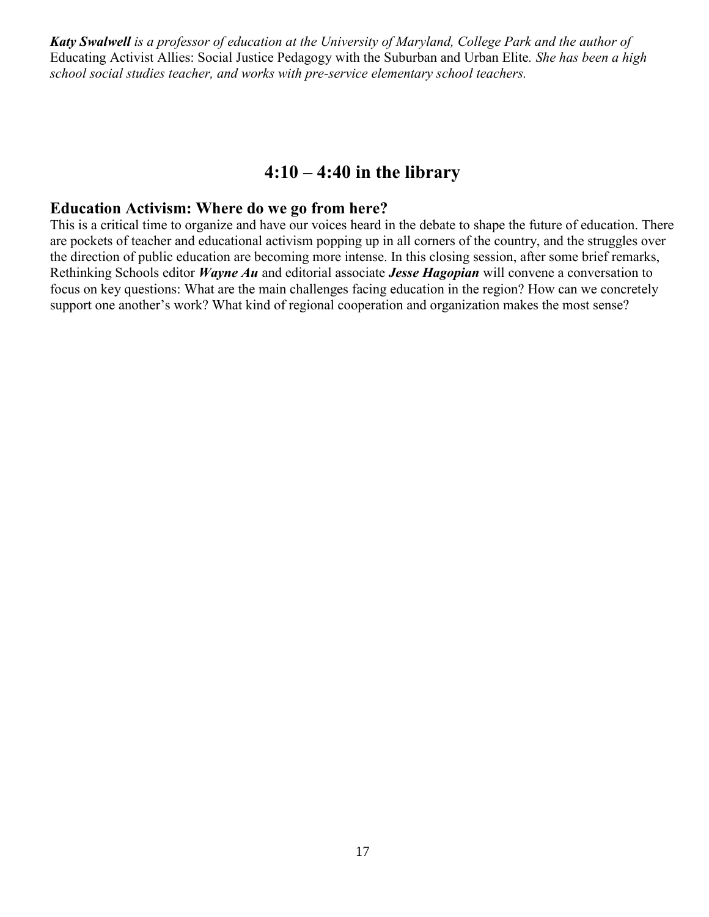***Katy Swalwell*** *is a professor of education at the University of Maryland, College Park and the author of* Educating Activist Allies: Social Justice Pedagogy with the Suburban and Urban Elite*. She has been a high school social studies teacher, and works with pre-service elementary school teachers.*

## 4:10 – 4:40 in the library

### Education Activism: Where do we go from here?

This is a critical time to organize and have our voices heard in the debate to shape the future of education. There are pockets of teacher and educational activism popping up in all corners of the country, and the struggles over the direction of public education are becoming more intense. In this closing session, after some brief remarks, Rethinking Schools editor ***Wayne Au*** and editorial associate ***Jesse Hagopian*** will convene a conversation to focus on key questions: What are the main challenges facing education in the region? How can we concretely support one another's work? What kind of regional cooperation and organization makes the most sense?